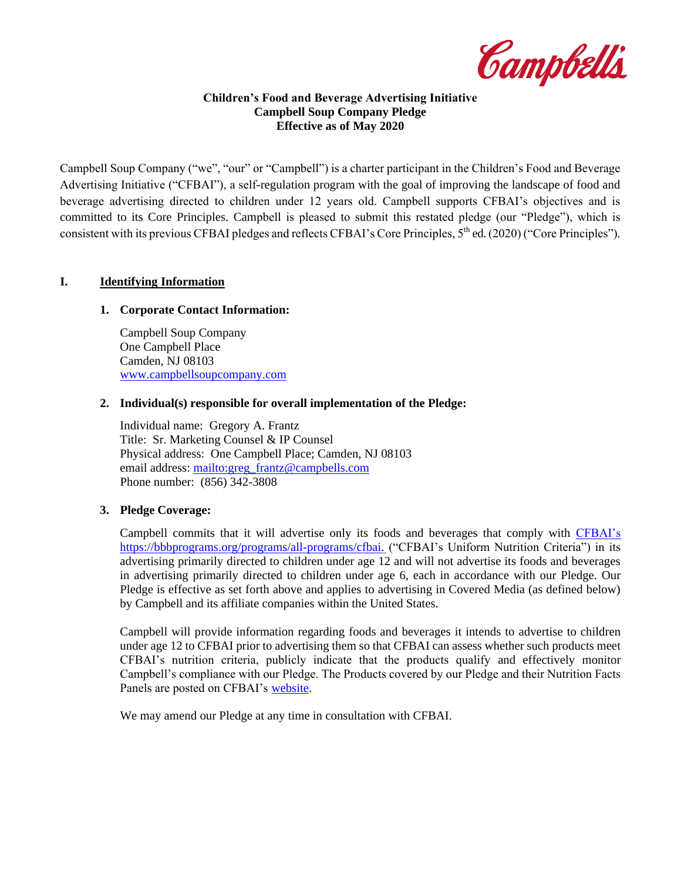Campbell's

**Children's Food and Beverage Advertising Initiative**
**Campbell Soup Company Pledge**
**Effective as of May 2020**

Campbell Soup Company ("we", "our" or "Campbell") is a charter participant in the Children's Food and Beverage Advertising Initiative ("CFBAI"), a self-regulation program with the goal of improving the landscape of food and beverage advertising directed to children under 12 years old. Campbell supports CFBAI's objectives and is committed to its Core Principles. Campbell is pleased to submit this restated pledge (our "Pledge"), which is consistent with its previous CFBAI pledges and reflects CFBAI's Core Principles, 5th ed. (2020) ("Core Principles").

## I. Identifying Information

### 1. Corporate Contact Information:

Campbell Soup Company
One Campbell Place
Camden, NJ 08103
www.campbellsoupcompany.com

### 2. Individual(s) responsible for overall implementation of the Pledge:

Individual name: Gregory A. Frantz
Title: Sr. Marketing Counsel & IP Counsel
Physical address: One Campbell Place; Camden, NJ 08103
email address: mailto:greg_frantz@campbells.com
Phone number: (856) 342-3808

### 3. Pledge Coverage:

Campbell commits that it will advertise only its foods and beverages that comply with CFBAI's https://bbbprograms.org/programs/all-programs/cfbai. ("CFBAI's Uniform Nutrition Criteria") in its advertising primarily directed to children under age 12 and will not advertise its foods and beverages in advertising primarily directed to children under age 6, each in accordance with our Pledge. Our Pledge is effective as set forth above and applies to advertising in Covered Media (as defined below) by Campbell and its affiliate companies within the United States.

Campbell will provide information regarding foods and beverages it intends to advertise to children under age 12 to CFBAI prior to advertising them so that CFBAI can assess whether such products meet CFBAI's nutrition criteria, publicly indicate that the products qualify and effectively monitor Campbell's compliance with our Pledge. The Products covered by our Pledge and their Nutrition Facts Panels are posted on CFBAI's website.

We may amend our Pledge at any time in consultation with CFBAI.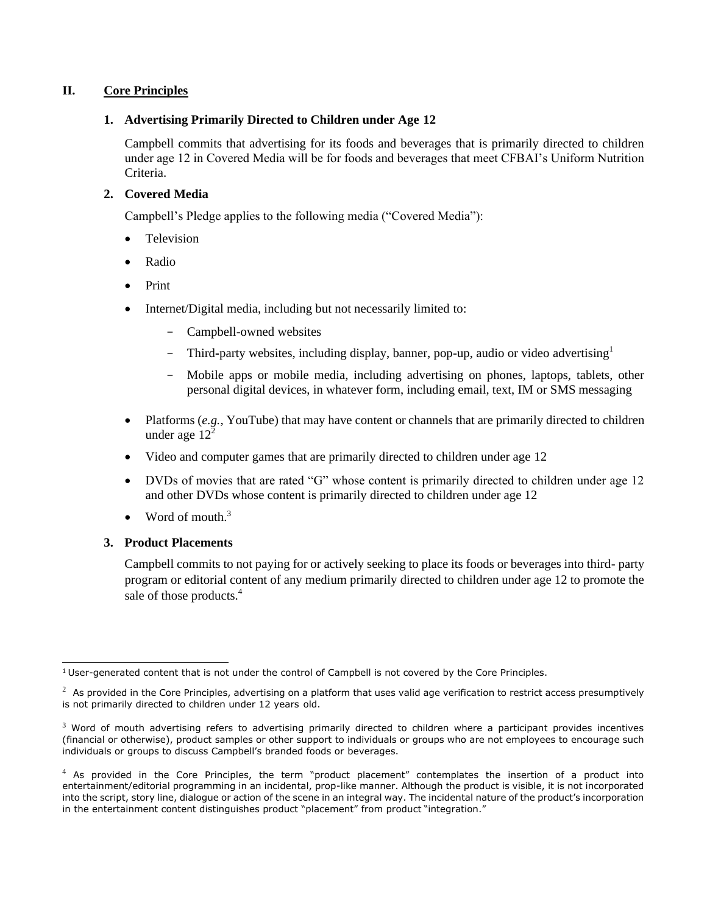## II. Core Principles

### 1. Advertising Primarily Directed to Children under Age 12

Campbell commits that advertising for its foods and beverages that is primarily directed to children under age 12 in Covered Media will be for foods and beverages that meet CFBAI's Uniform Nutrition Criteria.

### 2. Covered Media

Campbell's Pledge applies to the following media ("Covered Media"):

- Television
- Radio
- Print
- Internet/Digital media, including but not necessarily limited to:
  - Campbell-owned websites
  - Third-party websites, including display, banner, pop-up, audio or video advertising[1]
  - Mobile apps or mobile media, including advertising on phones, laptops, tablets, other personal digital devices, in whatever form, including email, text, IM or SMS messaging
- Platforms (*e.g.*, YouTube) that may have content or channels that are primarily directed to children under age 12[2]
- Video and computer games that are primarily directed to children under age 12
- DVDs of movies that are rated "G" whose content is primarily directed to children under age 12 and other DVDs whose content is primarily directed to children under age 12
- Word of mouth.[3]

### 3. Product Placements

Campbell commits to not paying for or actively seeking to place its foods or beverages into third- party program or editorial content of any medium primarily directed to children under age 12 to promote the sale of those products.[4]

---

[1] User-generated content that is not under the control of Campbell is not covered by the Core Principles.

[2] As provided in the Core Principles, advertising on a platform that uses valid age verification to restrict access presumptively is not primarily directed to children under 12 years old.

[3] Word of mouth advertising refers to advertising primarily directed to children where a participant provides incentives (financial or otherwise), product samples or other support to individuals or groups who are not employees to encourage such individuals or groups to discuss Campbell's branded foods or beverages.

[4] As provided in the Core Principles, the term "product placement" contemplates the insertion of a product into entertainment/editorial programming in an incidental, prop-like manner. Although the product is visible, it is not incorporated into the script, story line, dialogue or action of the scene in an integral way. The incidental nature of the product's incorporation in the entertainment content distinguishes product "placement" from product "integration."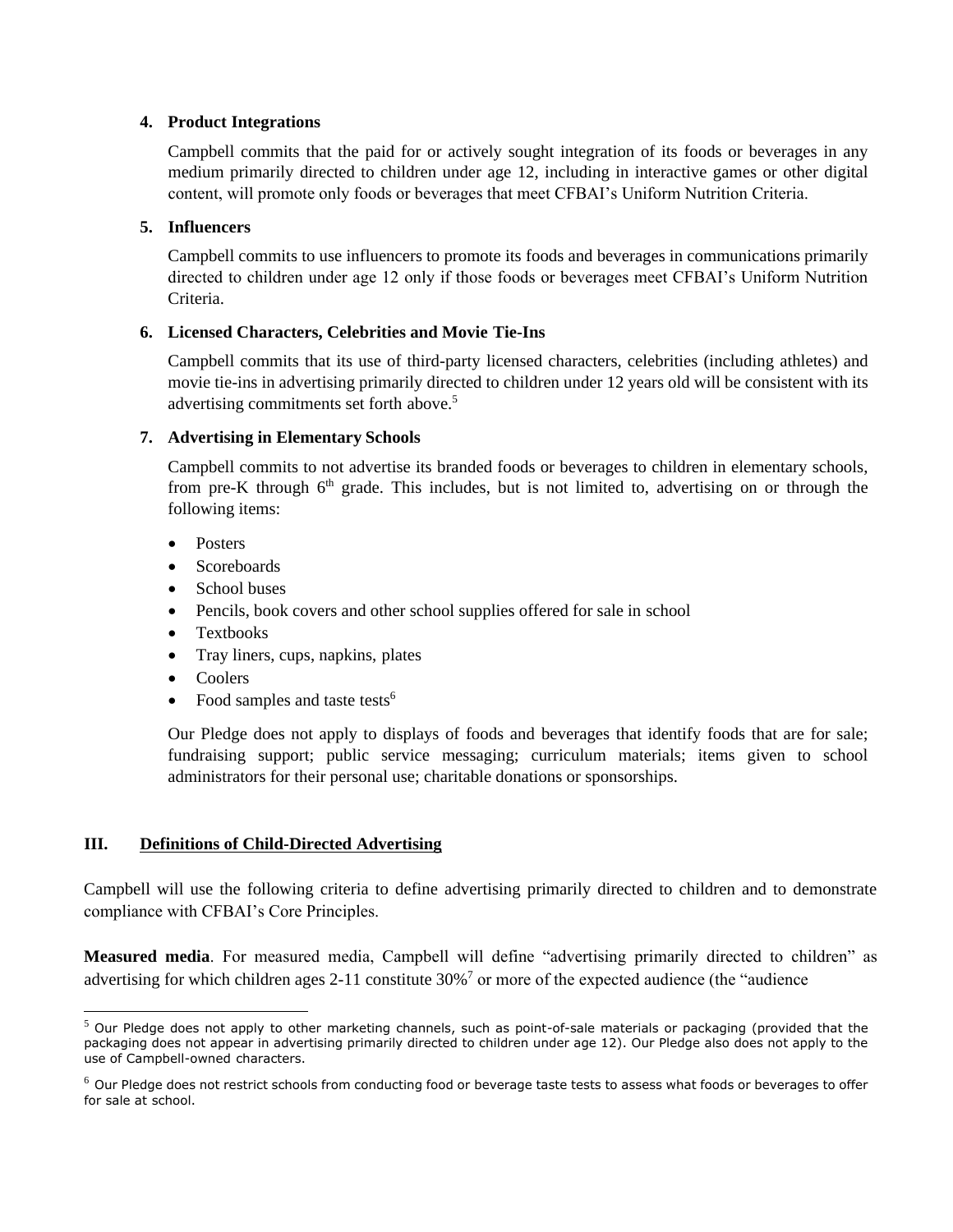4. **Product Integrations**

   Campbell commits that the paid for or actively sought integration of its foods or beverages in any medium primarily directed to children under age 12, including in interactive games or other digital content, will promote only foods or beverages that meet CFBAI's Uniform Nutrition Criteria.

5. **Influencers**

   Campbell commits to use influencers to promote its foods and beverages in communications primarily directed to children under age 12 only if those foods or beverages meet CFBAI's Uniform Nutrition Criteria.

6. **Licensed Characters, Celebrities and Movie Tie-Ins**

   Campbell commits that its use of third-party licensed characters, celebrities (including athletes) and movie tie-ins in advertising primarily directed to children under 12 years old will be consistent with its advertising commitments set forth above.[5]

7. **Advertising in Elementary Schools**

   Campbell commits to not advertise its branded foods or beverages to children in elementary schools, from pre-K through 6th grade. This includes, but is not limited to, advertising on or through the following items:

   - Posters
   - Scoreboards
   - School buses
   - Pencils, book covers and other school supplies offered for sale in school
   - Textbooks
   - Tray liners, cups, napkins, plates
   - Coolers
   - Food samples and taste tests[6]

   Our Pledge does not apply to displays of foods and beverages that identify foods that are for sale; fundraising support; public service messaging; curriculum materials; items given to school administrators for their personal use; charitable donations or sponsorships.

## III. Definitions of Child-Directed Advertising

Campbell will use the following criteria to define advertising primarily directed to children and to demonstrate compliance with CFBAI's Core Principles.

**Measured media**. For measured media, Campbell will define "advertising primarily directed to children" as advertising for which children ages 2-11 constitute 30%[7] or more of the expected audience (the "audience

---

[5] Our Pledge does not apply to other marketing channels, such as point-of-sale materials or packaging (provided that the packaging does not appear in advertising primarily directed to children under age 12). Our Pledge also does not apply to the use of Campbell-owned characters.

[6] Our Pledge does not restrict schools from conducting food or beverage taste tests to assess what foods or beverages to offer for sale at school.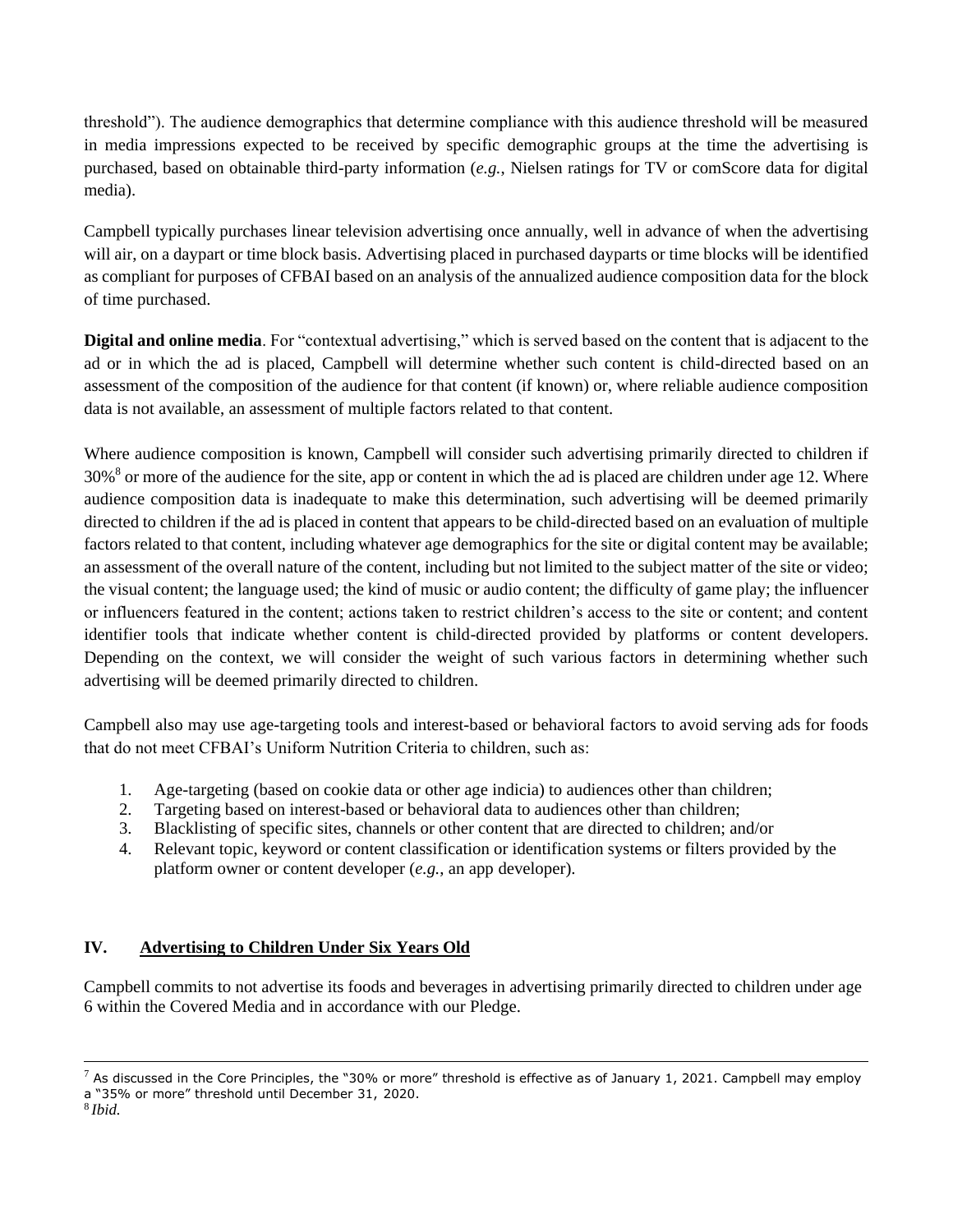threshold"). The audience demographics that determine compliance with this audience threshold will be measured in media impressions expected to be received by specific demographic groups at the time the advertising is purchased, based on obtainable third-party information (*e.g.*, Nielsen ratings for TV or comScore data for digital media).

Campbell typically purchases linear television advertising once annually, well in advance of when the advertising will air, on a daypart or time block basis. Advertising placed in purchased dayparts or time blocks will be identified as compliant for purposes of CFBAI based on an analysis of the annualized audience composition data for the block of time purchased.

**Digital and online media**. For "contextual advertising," which is served based on the content that is adjacent to the ad or in which the ad is placed, Campbell will determine whether such content is child-directed based on an assessment of the composition of the audience for that content (if known) or, where reliable audience composition data is not available, an assessment of multiple factors related to that content.

Where audience composition is known, Campbell will consider such advertising primarily directed to children if 30%[8] or more of the audience for the site, app or content in which the ad is placed are children under age 12. Where audience composition data is inadequate to make this determination, such advertising will be deemed primarily directed to children if the ad is placed in content that appears to be child-directed based on an evaluation of multiple factors related to that content, including whatever age demographics for the site or digital content may be available; an assessment of the overall nature of the content, including but not limited to the subject matter of the site or video; the visual content; the language used; the kind of music or audio content; the difficulty of game play; the influencer or influencers featured in the content; actions taken to restrict children's access to the site or content; and content identifier tools that indicate whether content is child-directed provided by platforms or content developers. Depending on the context, we will consider the weight of such various factors in determining whether such advertising will be deemed primarily directed to children.

Campbell also may use age-targeting tools and interest-based or behavioral factors to avoid serving ads for foods that do not meet CFBAI's Uniform Nutrition Criteria to children, such as:

1. Age-targeting (based on cookie data or other age indicia) to audiences other than children;
2. Targeting based on interest-based or behavioral data to audiences other than children;
3. Blacklisting of specific sites, channels or other content that are directed to children; and/or
4. Relevant topic, keyword or content classification or identification systems or filters provided by the platform owner or content developer (*e.g.*, an app developer).

## IV. Advertising to Children Under Six Years Old

Campbell commits to not advertise its foods and beverages in advertising primarily directed to children under age 6 within the Covered Media and in accordance with our Pledge.

---

[7] As discussed in the Core Principles, the "30% or more" threshold is effective as of January 1, 2021. Campbell may employ a "35% or more" threshold until December 31, 2020.

[8] *Ibid.*